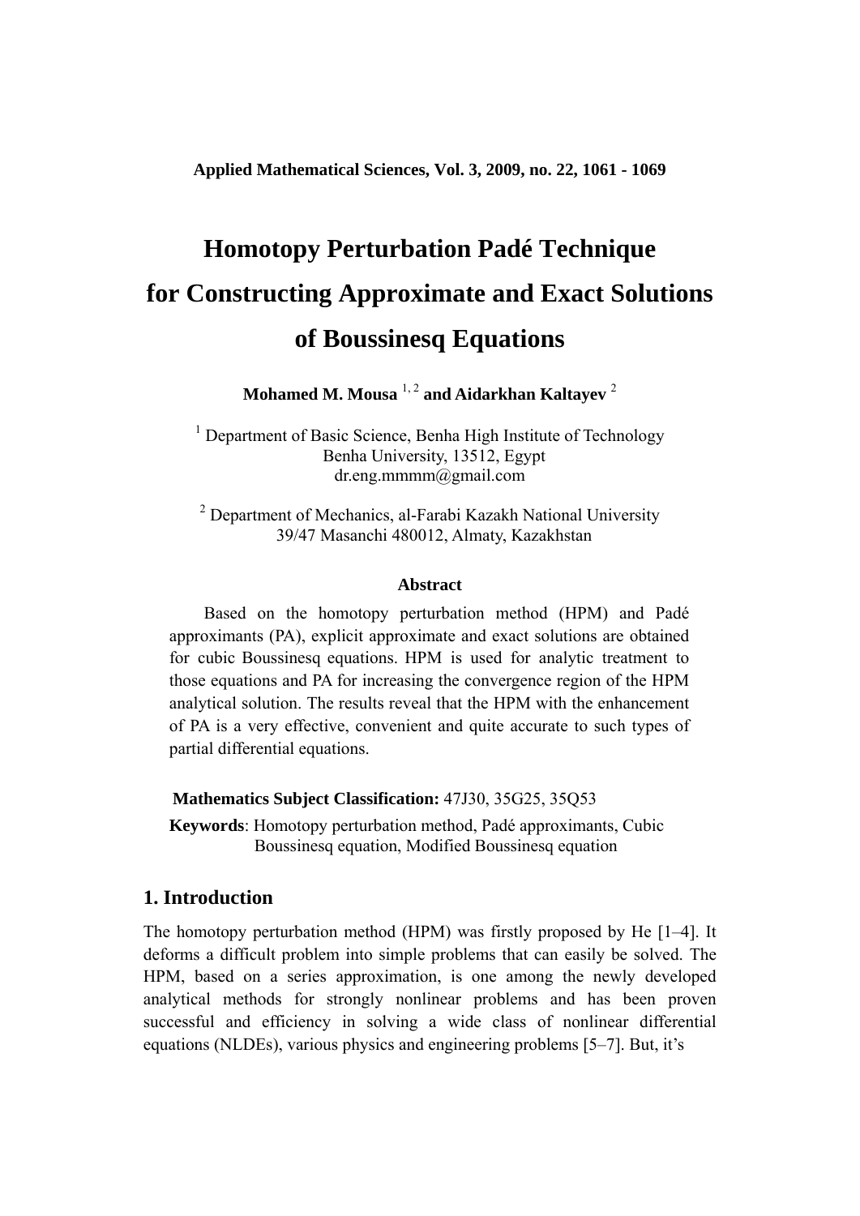# Homotopy Perturbation Padé Technique for Constructing Approximate and Exact Solutions of Boussinesq Equations

**Mohamed M. Mousa** [1, 2] **and Aidarkhan Kaltayev** [2]

[1] Department of Basic Science, Benha High Institute of Technology
Benha University, 13512, Egypt
dr.eng.mmmm@gmail.com

[2] Department of Mechanics, al-Farabi Kazakh National University
39/47 Masanchi 480012, Almaty, Kazakhstan

### Abstract

Based on the homotopy perturbation method (HPM) and Padé approximants (PA), explicit approximate and exact solutions are obtained for cubic Boussinesq equations. HPM is used for analytic treatment to those equations and PA for increasing the convergence region of the HPM analytical solution. The results reveal that the HPM with the enhancement of PA is a very effective, convenient and quite accurate to such types of partial differential equations.

**Mathematics Subject Classification:** 47J30, 35G25, 35Q53

**Keywords**: Homotopy perturbation method, Padé approximants, Cubic Boussinesq equation, Modified Boussinesq equation

## 1. Introduction

The homotopy perturbation method (HPM) was firstly proposed by He [1–4]. It deforms a difficult problem into simple problems that can easily be solved. The HPM, based on a series approximation, is one among the newly developed analytical methods for strongly nonlinear problems and has been proven successful and efficiency in solving a wide class of nonlinear differential equations (NLDEs), various physics and engineering problems [5–7]. But, it's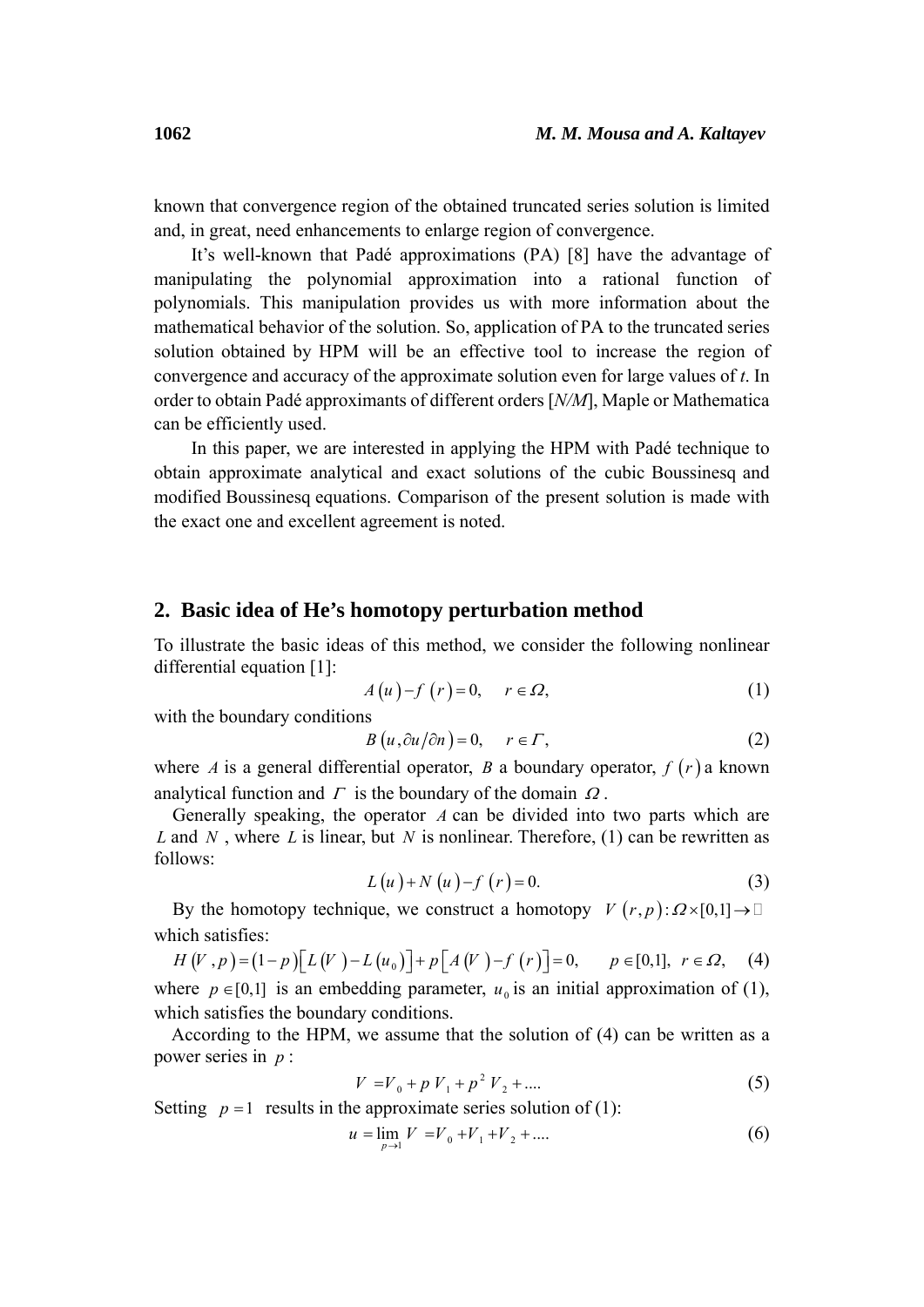known that convergence region of the obtained truncated series solution is limited and, in great, need enhancements to enlarge region of convergence.

It's well-known that Padé approximations (PA) [8] have the advantage of manipulating the polynomial approximation into a rational function of polynomials. This manipulation provides us with more information about the mathematical behavior of the solution. So, application of PA to the truncated series solution obtained by HPM will be an effective tool to increase the region of convergence and accuracy of the approximate solution even for large values of *t*. In order to obtain Padé approximants of different orders [*N/M*], Maple or Mathematica can be efficiently used.

In this paper, we are interested in applying the HPM with Padé technique to obtain approximate analytical and exact solutions of the cubic Boussinesq and modified Boussinesq equations. Comparison of the present solution is made with the exact one and excellent agreement is noted.

## 2. Basic idea of He's homotopy perturbation method

To illustrate the basic ideas of this method, we consider the following nonlinear differential equation [1]:

$$A(u) - f(r) = 0, \quad r \in \Omega, \tag{1}$$

with the boundary conditions

$$B(u, \partial u/\partial n) = 0, \quad r \in \Gamma, \tag{2}$$

where $A$ is a general differential operator, $B$ a boundary operator, $f(r)$ a known analytical function and $\Gamma$ is the boundary of the domain $\Omega$.

Generally speaking, the operator $A$ can be divided into two parts which are $L$ and $N$, where $L$ is linear, but $N$ is nonlinear. Therefore, (1) can be rewritten as follows:

$$L(u) + N(u) - f(r) = 0. \tag{3}$$

By the homotopy technique, we construct a homotopy $V(r,p): \Omega \times [0,1] \to \mathbb{R}$ which satisfies:

$$H(V,p) = (1-p)\left[L(V) - L(u_0)\right] + p\left[A(V) - f(r)\right] = 0, \quad p \in [0,1], \; r \in \Omega, \tag{4}$$

where $p \in [0,1]$ is an embedding parameter, $u_0$ is an initial approximation of (1), which satisfies the boundary conditions.

According to the HPM, we assume that the solution of (4) can be written as a power series in $p$:

$$V = V_0 + p\,V_1 + p^2\,V_2 + \dots. \tag{5}$$

Setting $p = 1$ results in the approximate series solution of (1):

$$u = \lim_{p \to 1} V = V_0 + V_1 + V_2 + \dots. \tag{6}$$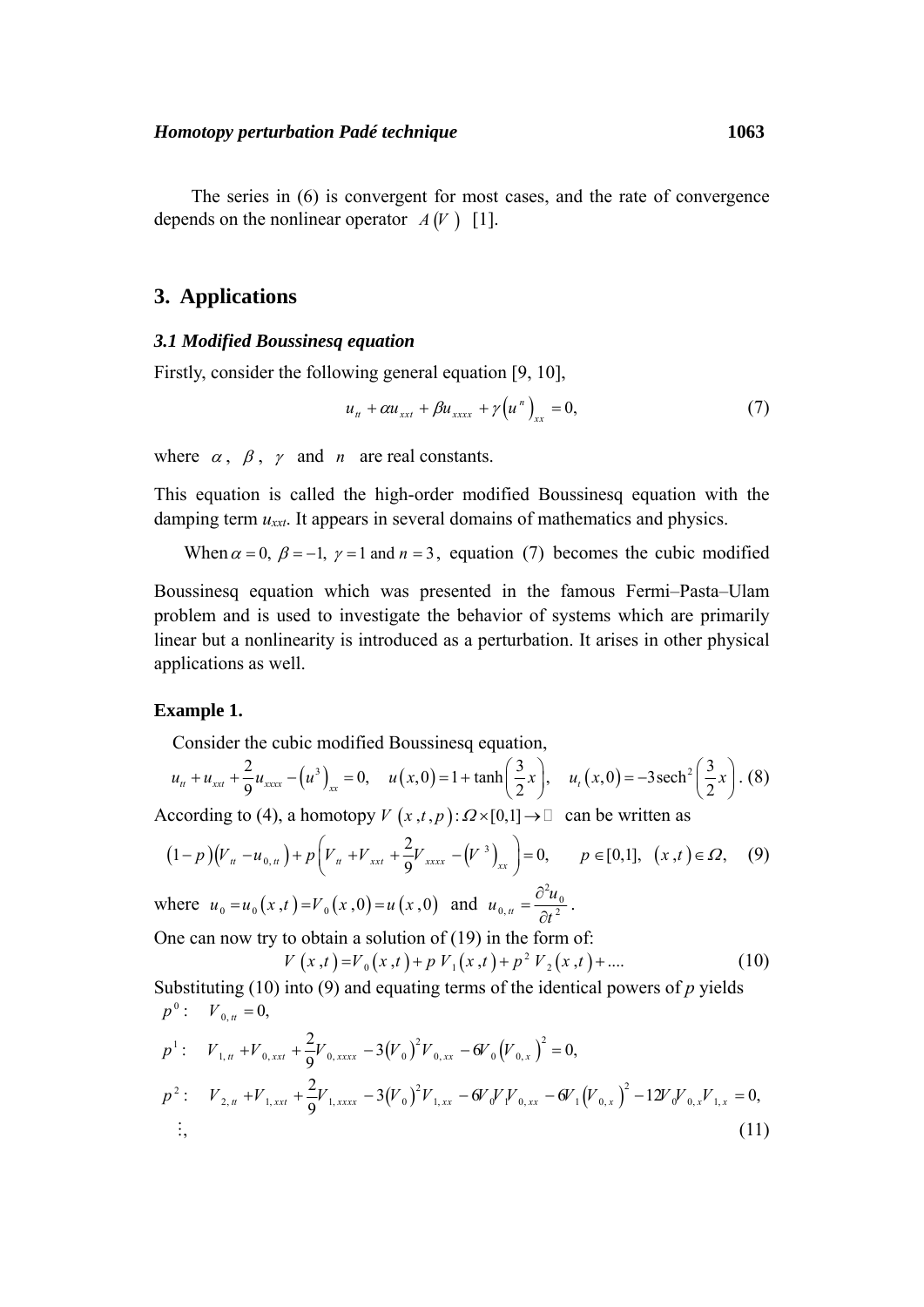The series in (6) is convergent for most cases, and the rate of convergence depends on the nonlinear operator $A(V)$ [1].

## 3. Applications

### *3.1 Modified Boussinesq equation*

Firstly, consider the following general equation [9, 10],

$$u_{tt} + \alpha u_{xxt} + \beta u_{xxxx} + \gamma \left(u^n\right)_{xx} = 0, \tag{7}$$

where $\alpha$, $\beta$, $\gamma$ and $n$ are real constants.

This equation is called the high-order modified Boussinesq equation with the damping term $u_{xxt}$. It appears in several domains of mathematics and physics.

When $\alpha = 0,\ \beta = -1,\ \gamma = 1$ and $n = 3$, equation (7) becomes the cubic modified Boussinesq equation which was presented in the famous Fermi–Pasta–Ulam problem and is used to investigate the behavior of systems which are primarily linear but a nonlinearity is introduced as a perturbation. It arises in other physical applications as well.

**Example 1.**

Consider the cubic modified Boussinesq equation,

$$u_{tt} + u_{xxt} + \frac{2}{9}u_{xxxx} - \left(u^3\right)_{xx} = 0, \quad u(x,0) = 1 + \tanh\left(\frac{3}{2}x\right), \quad u_t(x,0) = -3\,\text{sech}^2\left(\frac{3}{2}x\right). \tag{8}$$

According to (4), a homotopy $V(x,t,p) : \Omega \times [0,1] \to \mathbb{R}$ can be written as

$$(1-p)\left(V_{tt} - u_{0,tt}\right) + p\left(V_{tt} + V_{xxt} + \frac{2}{9}V_{xxxx} - \left(V^3\right)_{xx}\right) = 0, \qquad p \in [0,1], \ \ (x,t) \in \Omega, \tag{9}$$

where $u_0 = u_0(x,t) = V_0(x,0) = u(x,0)$ and $u_{0,tt} = \dfrac{\partial^2 u_0}{\partial t^2}$.

One can now try to obtain a solution of (19) in the form of:

$$V(x,t) = V_0(x,t) + p\,V_1(x,t) + p^2\,V_2(x,t) + \ldots. \tag{10}$$

Substituting (10) into (9) and equating terms of the identical powers of $p$ yields

$$
\begin{aligned}
p^0 &: \quad V_{0,tt} = 0, \\
p^1 &: \quad V_{1,tt} + V_{0,xxt} + \frac{2}{9}V_{0,xxxx} - 3\left(V_0\right)^2 V_{0,xx} - 6V_0\left(V_{0,x}\right)^2 = 0, \\
p^2 &: \quad V_{2,tt} + V_{1,xxt} + \frac{2}{9}V_{1,xxxx} - 3\left(V_0\right)^2 V_{1,xx} - 6V_0 V_1 V_{0,xx} - 6V_1\left(V_{0,x}\right)^2 - 12V_0 V_{0,x} V_{1,x} = 0, \\
&\ \ \vdots,
\end{aligned}
\tag{11}
$$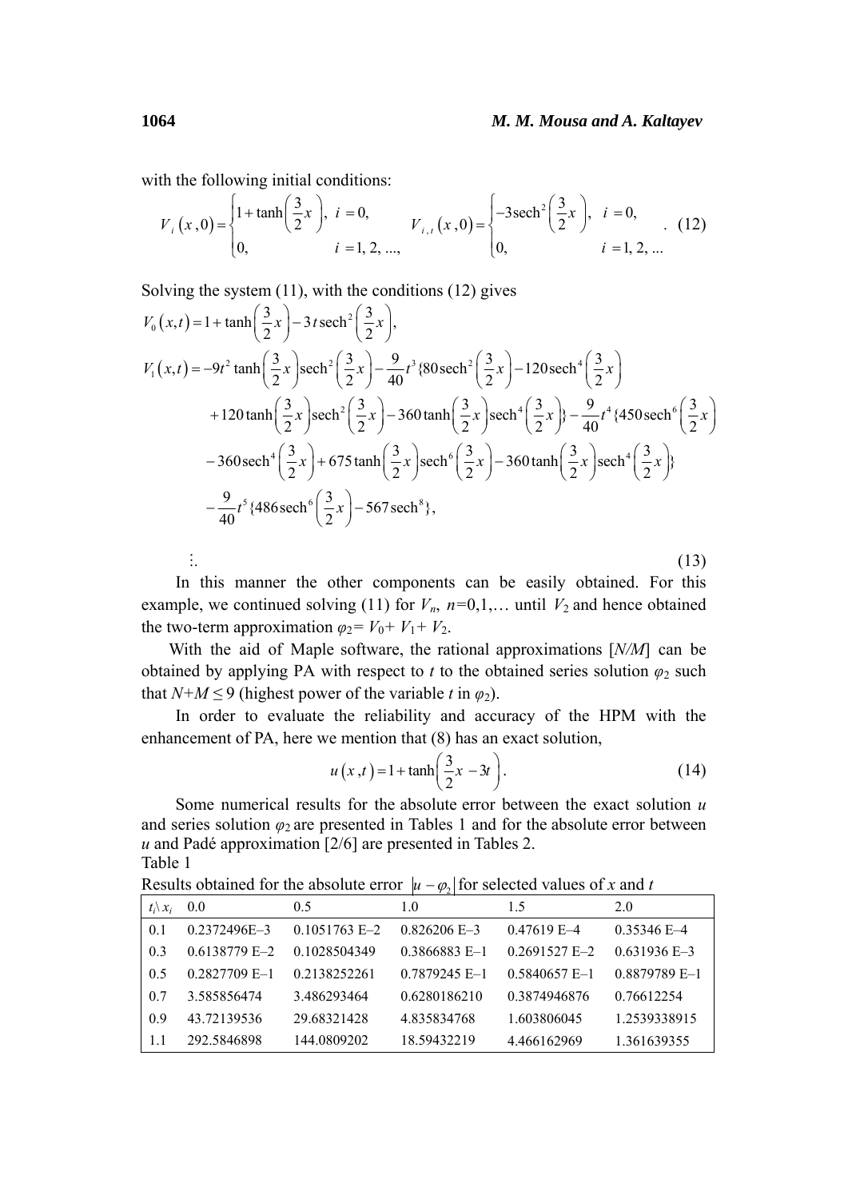with the following initial conditions:

$$V_i(x,0)=\begin{cases}1+\tanh\left(\dfrac{3}{2}x\right), & i=0,\\ 0, & i=1,2,...,\end{cases}\qquad V_{i,t}(x,0)=\begin{cases}-3\operatorname{sech}^2\left(\dfrac{3}{2}x\right), & i=0,\\ 0, & i=1,2,...\end{cases}. \quad (12)$$

Solving the system (11), with the conditions (12) gives

$$V_0(x,t)=1+\tanh\left(\frac{3}{2}x\right)-3t\operatorname{sech}^2\left(\frac{3}{2}x\right),$$

$$\begin{aligned}V_1(x,t)=&-9t^2\tanh\left(\frac{3}{2}x\right)\operatorname{sech}^2\left(\frac{3}{2}x\right)-\frac{9}{40}t^3\{80\operatorname{sech}^2\left(\frac{3}{2}x\right)-120\operatorname{sech}^4\left(\frac{3}{2}x\right)\\&+120\tanh\left(\frac{3}{2}x\right)\operatorname{sech}^2\left(\frac{3}{2}x\right)-360\tanh\left(\frac{3}{2}x\right)\operatorname{sech}^4\left(\frac{3}{2}x\right)\}-\frac{9}{40}t^4\{450\operatorname{sech}^6\left(\frac{3}{2}x\right)\\&-360\operatorname{sech}^4\left(\frac{3}{2}x\right)+675\tanh\left(\frac{3}{2}x\right)\operatorname{sech}^6\left(\frac{3}{2}x\right)-360\tanh\left(\frac{3}{2}x\right)\operatorname{sech}^4\left(\frac{3}{2}x\right)\}\\&-\frac{9}{40}t^5\{486\operatorname{sech}^6\left(\frac{3}{2}x\right)-567\operatorname{sech}^8\},\end{aligned}$$

$$\vdots. \quad (13)$$

In this manner the other components can be easily obtained. For this example, we continued solving (11) for $V_n$, $n$=0,1,… until $V_2$ and hence obtained the two-term approximation $\varphi_2= V_0+ V_1+ V_2$.

With the aid of Maple software, the rational approximations [*N*/*M*] can be obtained by applying PA with respect to *t* to the obtained series solution $\varphi_2$ such that $N+M \le 9$ (highest power of the variable *t* in $\varphi_2$).

In order to evaluate the reliability and accuracy of the HPM with the enhancement of PA, here we mention that (8) has an exact solution,

$$u(x,t)=1+\tanh\left(\frac{3}{2}x-3t\right). \quad (14)$$

Some numerical results for the absolute error between the exact solution *u* and series solution $\varphi_2$ are presented in Tables 1 and for the absolute error between *u* and Padé approximation [2/6] are presented in Tables 2.

Table 1

Results obtained for the absolute error $|u-\varphi_2|$ for selected values of *x* and *t*

| $t_i \backslash x_i$ | 0.0 | 0.5 | 1.0 | 1.5 | 2.0 |
|---|---|---|---|---|---|
| 0.1 | 0.2372496E–3 | 0.1051763 E–2 | 0.826206 E–3 | 0.47619 E–4 | 0.35346 E–4 |
| 0.3 | 0.6138779 E–2 | 0.1028504349 | 0.3866883 E–1 | 0.2691527 E–2 | 0.631936 E–3 |
| 0.5 | 0.2827709 E–1 | 0.2138252261 | 0.7879245 E–1 | 0.5840657 E–1 | 0.8879789 E–1 |
| 0.7 | 3.585856474 | 3.486293464 | 0.6280186210 | 0.3874946876 | 0.76612254 |
| 0.9 | 43.72139536 | 29.68321428 | 4.835834768 | 1.603806045 | 1.2539338915 |
| 1.1 | 292.5846898 | 144.0809202 | 18.59432219 | 4.466162969 | 1.361639355 |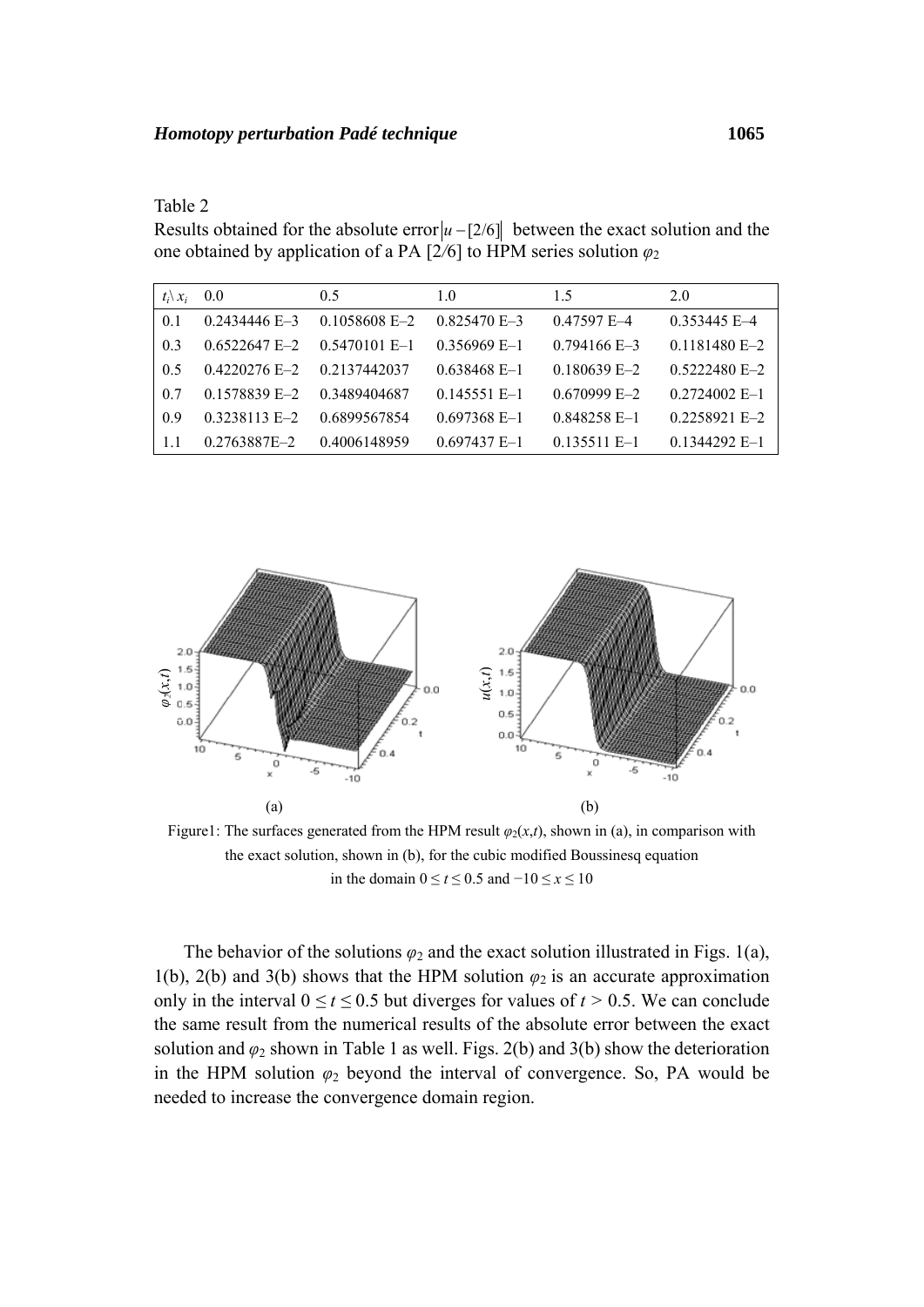Table 2

Results obtained for the absolute error $|u-[2/6]|$ between the exact solution and the one obtained by application of a PA [2/6] to HPM series solution $\varphi_2$

| $t_i \backslash x_i$ | 0.0 | 0.5 | 1.0 | 1.5 | 2.0 |
|---|---|---|---|---|---|
| 0.1 | 0.2434446 E–3 | 0.1058608 E–2 | 0.825470 E–3 | 0.47597 E–4 | 0.353445 E–4 |
| 0.3 | 0.6522647 E–2 | 0.5470101 E–1 | 0.356969 E–1 | 0.794166 E–3 | 0.1181480 E–2 |
| 0.5 | 0.4220276 E–2 | 0.2137442037 | 0.638468 E–1 | 0.180639 E–2 | 0.5222480 E–2 |
| 0.7 | 0.1578839 E–2 | 0.3489404687 | 0.145551 E–1 | 0.670999 E–2 | 0.2724002 E–1 |
| 0.9 | 0.3238113 E–2 | 0.6899567854 | 0.697368 E–1 | 0.848258 E–1 | 0.2258921 E–2 |
| 1.1 | 0.2763887E–2 | 0.4006148959 | 0.697437 E–1 | 0.135511 E–1 | 0.1344292 E–1 |

(a) (b)

Figure1: The surfaces generated from the HPM result $\varphi_2(x,t)$, shown in (a), in comparison with the exact solution, shown in (b), for the cubic modified Boussinesq equation in the domain $0 \leq t \leq 0.5$ and $-10 \leq x \leq 10$

The behavior of the solutions $\varphi_2$ and the exact solution illustrated in Figs. 1(a), 1(b), 2(b) and 3(b) shows that the HPM solution $\varphi_2$ is an accurate approximation only in the interval $0 \leq t \leq 0.5$ but diverges for values of $t > 0.5$. We can conclude the same result from the numerical results of the absolute error between the exact solution and $\varphi_2$ shown in Table 1 as well. Figs. 2(b) and 3(b) show the deterioration in the HPM solution $\varphi_2$ beyond the interval of convergence. So, PA would be needed to increase the convergence domain region.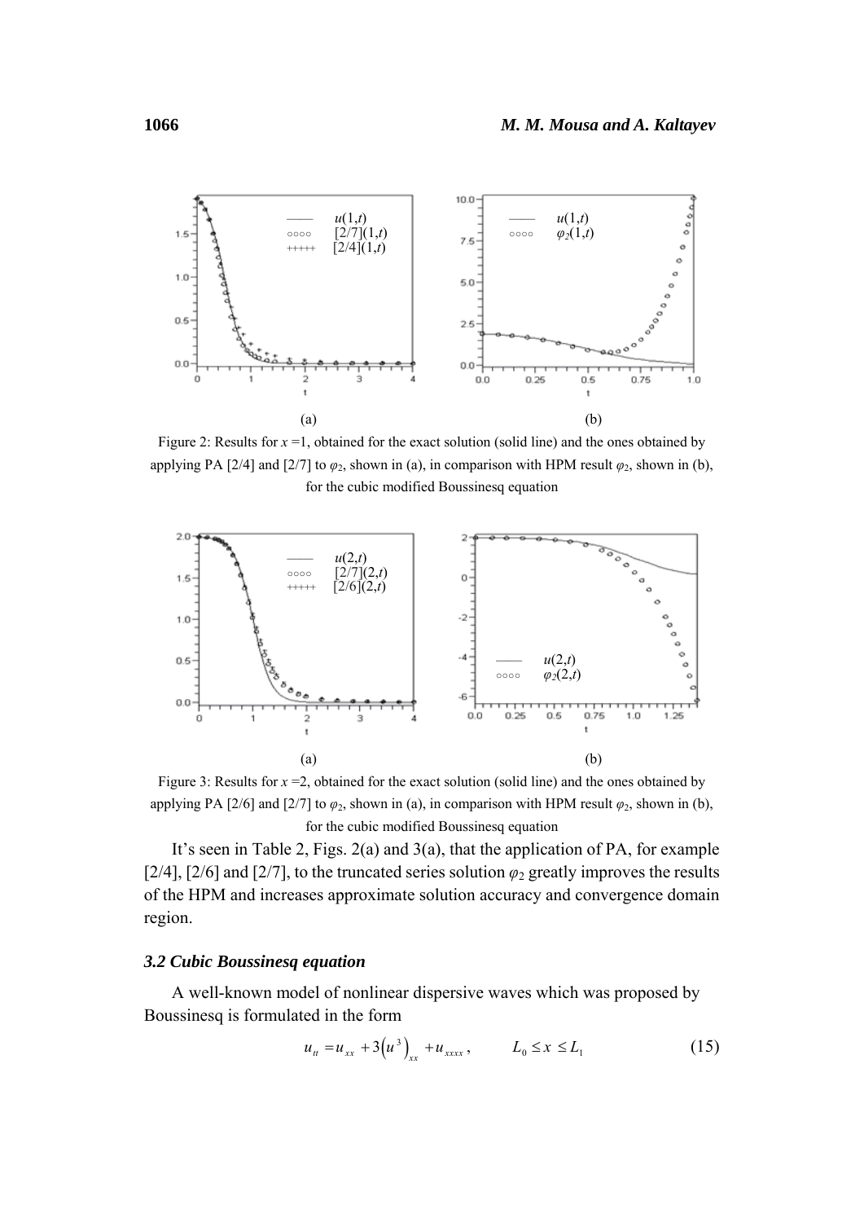Figure 2: Results for $x = 1$, obtained for the exact solution (solid line) and the ones obtained by applying PA [2/4] and [2/7] to $\varphi_2$, shown in (a), in comparison with HPM result $\varphi_2$, shown in (b), for the cubic modified Boussinesq equation

Figure 3: Results for $x = 2$, obtained for the exact solution (solid line) and the ones obtained by applying PA [2/6] and [2/7] to $\varphi_2$, shown in (a), in comparison with HPM result $\varphi_2$, shown in (b), for the cubic modified Boussinesq equation

It's seen in Table 2, Figs. 2(a) and 3(a), that the application of PA, for example [2/4], [2/6] and [2/7], to the truncated series solution $\varphi_2$ greatly improves the results of the HPM and increases approximate solution accuracy and convergence domain region.

### 3.2 Cubic Boussinesq equation

A well-known model of nonlinear dispersive waves which was proposed by Boussinesq is formulated in the form

$$u_{tt} = u_{xx} + 3\left(u^3\right)_{xx} + u_{xxxx}, \qquad L_0 \le x \le L_1 \tag{15}$$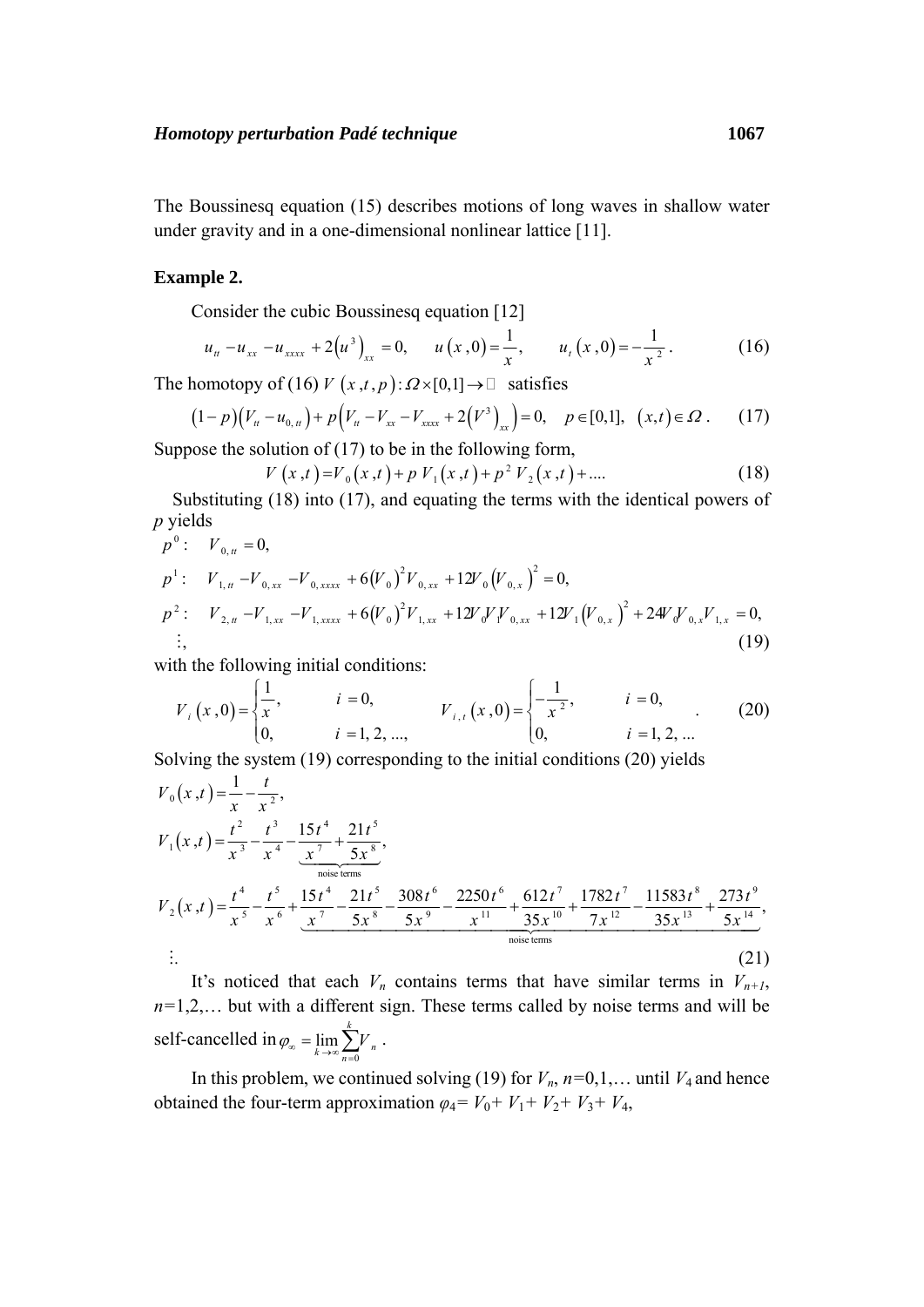The Boussinesq equation (15) describes motions of long waves in shallow water under gravity and in a one-dimensional nonlinear lattice [11].

**Example 2.**

Consider the cubic Boussinesq equation [12]

$$u_{tt} - u_{xx} - u_{xxxx} + 2\left(u^3\right)_{xx} = 0, \qquad u(x,0) = \frac{1}{x}, \qquad u_t(x,0) = -\frac{1}{x^2}. \tag{16}$$

The homotopy of (16) $V(x,t,p): \Omega \times [0,1] \to \mathbb{R}$ satisfies

$$(1-p)\left(V_{tt} - u_{0,tt}\right) + p\left(V_{tt} - V_{xx} - V_{xxxx} + 2\left(V^3\right)_{xx}\right) = 0, \quad p \in [0,1], \ (x,t) \in \Omega. \tag{17}$$

Suppose the solution of (17) to be in the following form,

$$V(x,t) = V_0(x,t) + p\,V_1(x,t) + p^2\,V_2(x,t) + \dots. \tag{18}$$

Substituting (18) into (17), and equating the terms with the identical powers of $p$ yields

$$\begin{aligned}
p^0 &: \quad V_{0,tt} = 0, \\
p^1 &: \quad V_{1,tt} - V_{0,xx} - V_{0,xxxx} + 6\left(V_0\right)^2 V_{0,xx} + 12 V_0 \left(V_{0,x}\right)^2 = 0, \\
p^2 &: \quad V_{2,tt} - V_{1,xx} - V_{1,xxxx} + 6\left(V_0\right)^2 V_{1,xx} + 12 V_0 V_1 V_{0,xx} + 12 V_1 \left(V_{0,x}\right)^2 + 24 V_0 V_{0,x} V_{1,x} = 0, \\
&\ \vdots,
\end{aligned} \tag{19}$$

with the following initial conditions:

$$V_i(x,0) = \begin{cases} \dfrac{1}{x}, & i = 0, \\ 0, & i = 1, 2, \dots, \end{cases} \qquad V_{i,t}(x,0) = \begin{cases} -\dfrac{1}{x^2}, & i = 0, \\ 0, & i = 1, 2, \dots \end{cases}. \tag{20}$$

Solving the system (19) corresponding to the initial conditions (20) yields

$$\begin{aligned}
V_0(x,t) &= \frac{1}{x} - \frac{t}{x^2}, \\
V_1(x,t) &= \frac{t^2}{x^3} - \frac{t^3}{x^4} \underbrace{- \frac{15t^4}{x^7} + \frac{21t^5}{5x^8}}_{\text{noise terms}}, \\
V_2(x,t) &= \frac{t^4}{x^5} - \frac{t^5}{x^6} + \underbrace{\frac{15t^4}{x^7} - \frac{21t^5}{5x^8} - \frac{308t^6}{5x^9} - \frac{2250t^6}{x^{11}} + \frac{612t^7}{35x^{10}} + \frac{1782t^7}{7x^{12}} - \frac{11583t^8}{35x^{13}} + \frac{273t^9}{5x^{14}}}_{\text{noise terms}}, \\
&\ \vdots.
\end{aligned} \tag{21}$$

It's noticed that each $V_n$ contains terms that have similar terms in $V_{n+1}$, $n$=1,2,… but with a different sign. These terms called by noise terms and will be self-cancelled in $\varphi_\infty = \lim_{k\to\infty} \sum_{n=0}^{k} V_n$.

In this problem, we continued solving (19) for $V_n$, $n$=0,1,… until $V_4$ and hence obtained the four-term approximation $\varphi_4 = V_0 + V_1 + V_2 + V_3 + V_4$,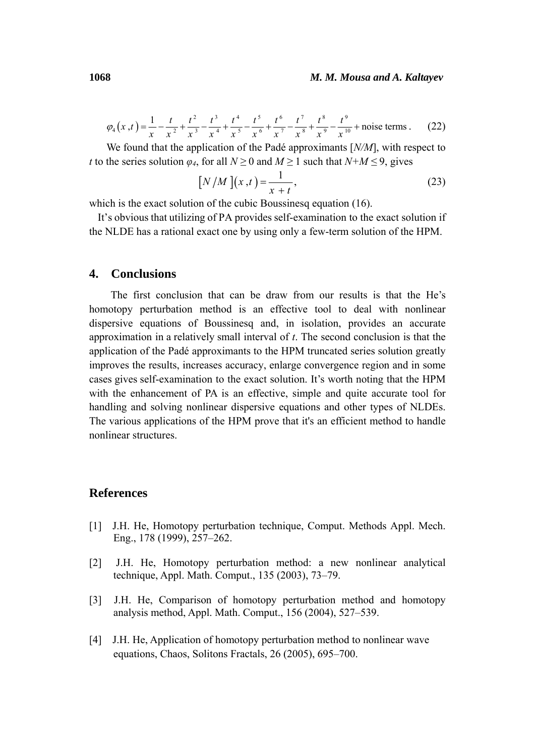$$\varphi_4(x,t) = \frac{1}{x} - \frac{t}{x^2} + \frac{t^2}{x^3} - \frac{t^3}{x^4} + \frac{t^4}{x^5} - \frac{t^5}{x^6} + \frac{t^6}{x^7} - \frac{t^7}{x^8} + \frac{t^8}{x^9} - \frac{t^9}{x^{10}} + \text{noise terms}. \quad (22)$$

We found that the application of the Padé approximants [*N/M*], with respect to $t$ to the series solution $\varphi_4$, for all $N \geq 0$ and $M \geq 1$ such that $N+M \leq 9$, gives

$$[N/M](x,t) = \frac{1}{x+t}, \quad (23)$$

which is the exact solution of the cubic Boussinesq equation (16).

It's obvious that utilizing of PA provides self-examination to the exact solution if the NLDE has a rational exact one by using only a few-term solution of the HPM.

## 4. Conclusions

The first conclusion that can be draw from our results is that the He's homotopy perturbation method is an effective tool to deal with nonlinear dispersive equations of Boussinesq and, in isolation, provides an accurate approximation in a relatively small interval of $t$. The second conclusion is that the application of the Padé approximants to the HPM truncated series solution greatly improves the results, increases accuracy, enlarge convergence region and in some cases gives self-examination to the exact solution. It's worth noting that the HPM with the enhancement of PA is an effective, simple and quite accurate tool for handling and solving nonlinear dispersive equations and other types of NLDEs. The various applications of the HPM prove that it's an efficient method to handle nonlinear structures.

## References

[1] J.H. He, Homotopy perturbation technique, Comput. Methods Appl. Mech. Eng., 178 (1999), 257–262.

[2] J.H. He, Homotopy perturbation method: a new nonlinear analytical technique, Appl. Math. Comput., 135 (2003), 73–79.

[3] J.H. He, Comparison of homotopy perturbation method and homotopy analysis method, Appl. Math. Comput., 156 (2004), 527–539.

[4] J.H. He, Application of homotopy perturbation method to nonlinear wave equations, Chaos, Solitons Fractals, 26 (2005), 695–700.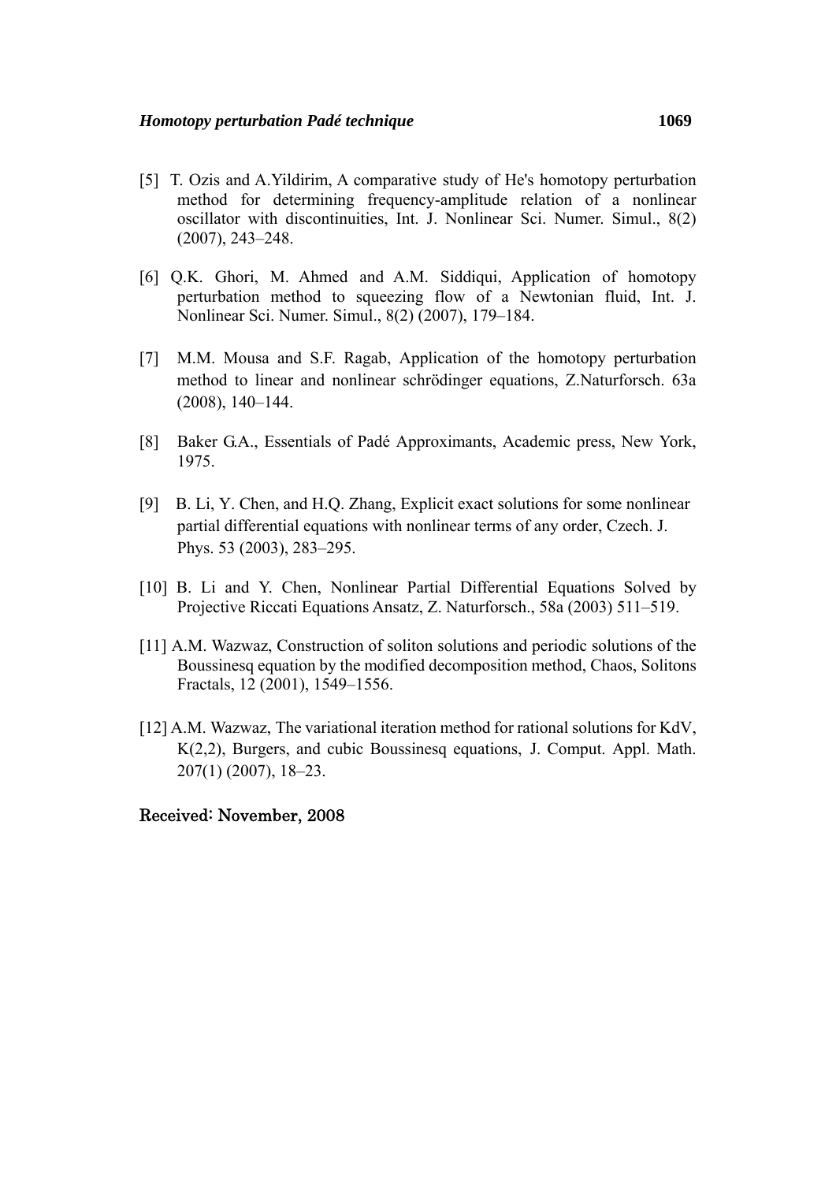[5] T. Ozis and A.Yildirim, A comparative study of He's homotopy perturbation method for determining frequency-amplitude relation of a nonlinear oscillator with discontinuities, Int. J. Nonlinear Sci. Numer. Simul., 8(2) (2007), 243–248.

[6] Q.K. Ghori, M. Ahmed and A.M. Siddiqui, Application of homotopy perturbation method to squeezing flow of a Newtonian fluid, Int. J. Nonlinear Sci. Numer. Simul., 8(2) (2007), 179–184.

[7] M.M. Mousa and S.F. Ragab, Application of the homotopy perturbation method to linear and nonlinear schrödinger equations, Z.Naturforsch. 63a (2008), 140–144.

[8] Baker G.A., Essentials of Padé Approximants, Academic press, New York, 1975.

[9] B. Li, Y. Chen, and H.Q. Zhang, Explicit exact solutions for some nonlinear partial differential equations with nonlinear terms of any order, Czech. J. Phys. 53 (2003), 283–295.

[10] B. Li and Y. Chen, Nonlinear Partial Differential Equations Solved by Projective Riccati Equations Ansatz, Z. Naturforsch., 58a (2003) 511–519.

[11] A.M. Wazwaz, Construction of soliton solutions and periodic solutions of the Boussinesq equation by the modified decomposition method, Chaos, Solitons Fractals, 12 (2001), 1549–1556.

[12] A.M. Wazwaz, The variational iteration method for rational solutions for KdV, K(2,2), Burgers, and cubic Boussinesq equations, J. Comput. Appl. Math. 207(1) (2007), 18–23.

**Received: November, 2008**